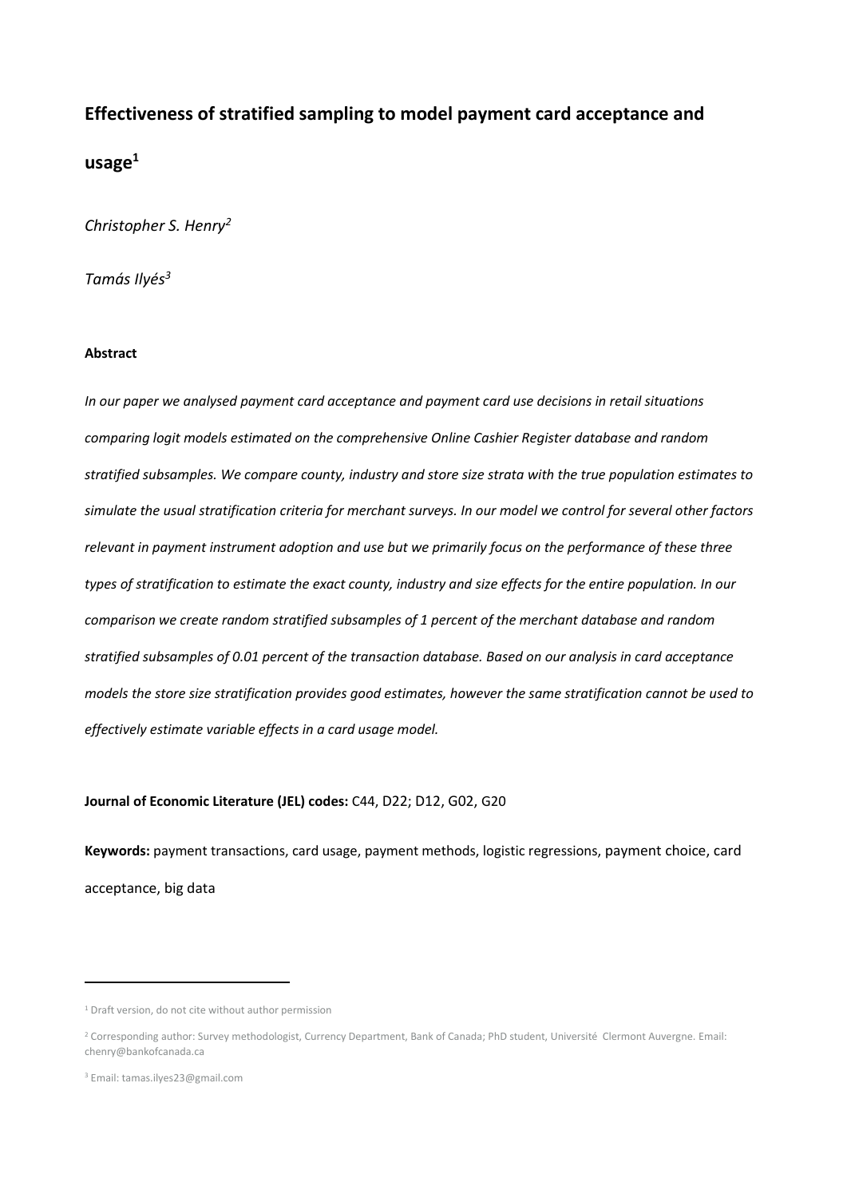# Effectiveness of stratified sampling to model payment card acceptance and usage[1]

*Christopher S. Henry[2]*

*Tamás Ilyés[3]*

**Abstract**

*In our paper we analysed payment card acceptance and payment card use decisions in retail situations comparing logit models estimated on the comprehensive Online Cashier Register database and random stratified subsamples. We compare county, industry and store size strata with the true population estimates to simulate the usual stratification criteria for merchant surveys. In our model we control for several other factors relevant in payment instrument adoption and use but we primarily focus on the performance of these three types of stratification to estimate the exact county, industry and size effects for the entire population. In our comparison we create random stratified subsamples of 1 percent of the merchant database and random stratified subsamples of 0.01 percent of the transaction database. Based on our analysis in card acceptance models the store size stratification provides good estimates, however the same stratification cannot be used to effectively estimate variable effects in a card usage model.*

**Journal of Economic Literature (JEL) codes:** C44, D22; D12, G02, G20

**Keywords:** payment transactions, card usage, payment methods, logistic regressions, payment choice, card acceptance, big data

---

[1] Draft version, do not cite without author permission

[2] Corresponding author: Survey methodologist, Currency Department, Bank of Canada; PhD student, Université Clermont Auvergne. Email: chenry@bankofcanada.ca

[3] Email: tamas.ilyes23@gmail.com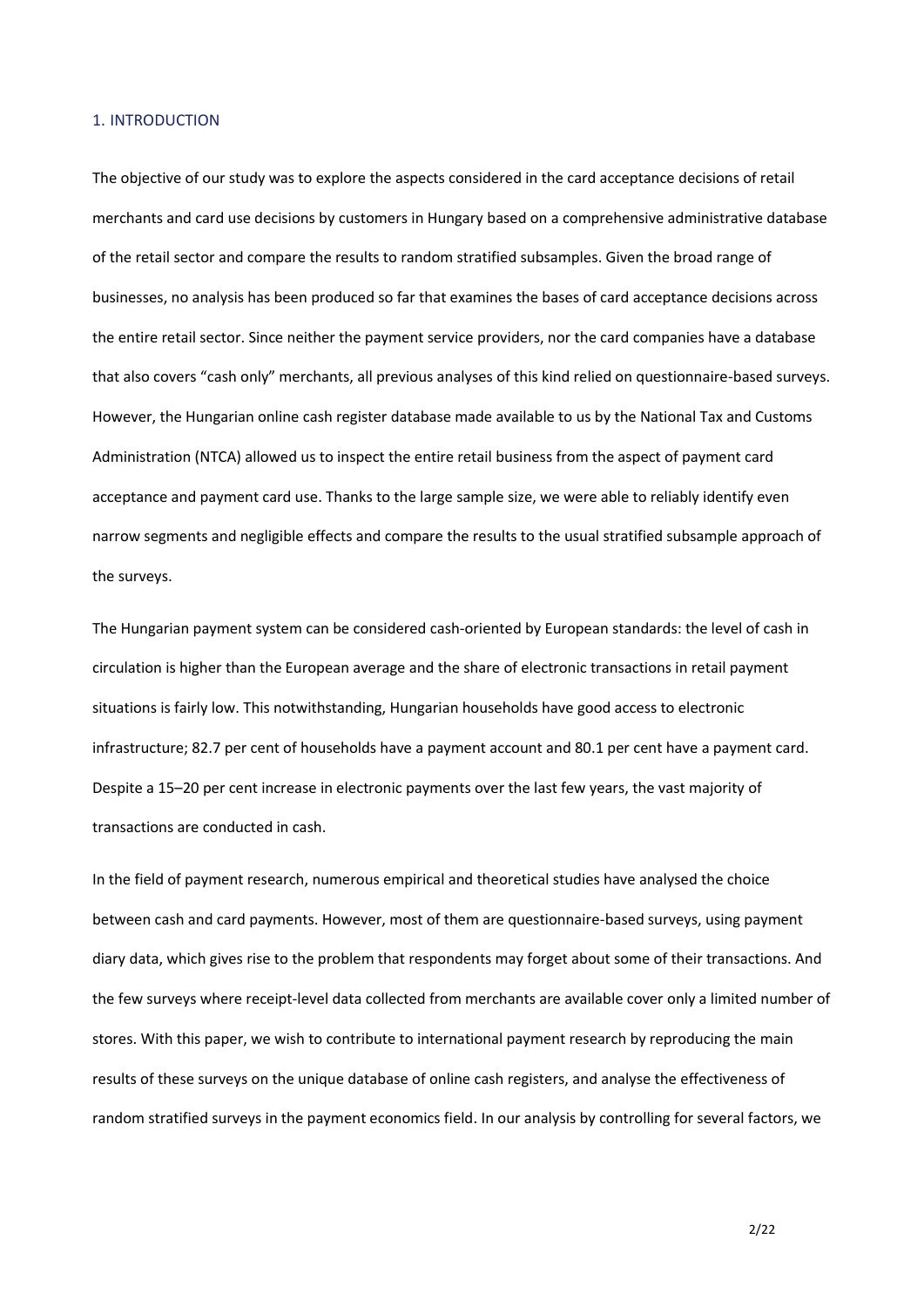## 1. INTRODUCTION

The objective of our study was to explore the aspects considered in the card acceptance decisions of retail merchants and card use decisions by customers in Hungary based on a comprehensive administrative database of the retail sector and compare the results to random stratified subsamples. Given the broad range of businesses, no analysis has been produced so far that examines the bases of card acceptance decisions across the entire retail sector. Since neither the payment service providers, nor the card companies have a database that also covers "cash only" merchants, all previous analyses of this kind relied on questionnaire-based surveys. However, the Hungarian online cash register database made available to us by the National Tax and Customs Administration (NTCA) allowed us to inspect the entire retail business from the aspect of payment card acceptance and payment card use. Thanks to the large sample size, we were able to reliably identify even narrow segments and negligible effects and compare the results to the usual stratified subsample approach of the surveys.

The Hungarian payment system can be considered cash-oriented by European standards: the level of cash in circulation is higher than the European average and the share of electronic transactions in retail payment situations is fairly low. This notwithstanding, Hungarian households have good access to electronic infrastructure; 82.7 per cent of households have a payment account and 80.1 per cent have a payment card. Despite a 15–20 per cent increase in electronic payments over the last few years, the vast majority of transactions are conducted in cash.

In the field of payment research, numerous empirical and theoretical studies have analysed the choice between cash and card payments. However, most of them are questionnaire-based surveys, using payment diary data, which gives rise to the problem that respondents may forget about some of their transactions. And the few surveys where receipt-level data collected from merchants are available cover only a limited number of stores. With this paper, we wish to contribute to international payment research by reproducing the main results of these surveys on the unique database of online cash registers, and analyse the effectiveness of random stratified surveys in the payment economics field. In our analysis by controlling for several factors, we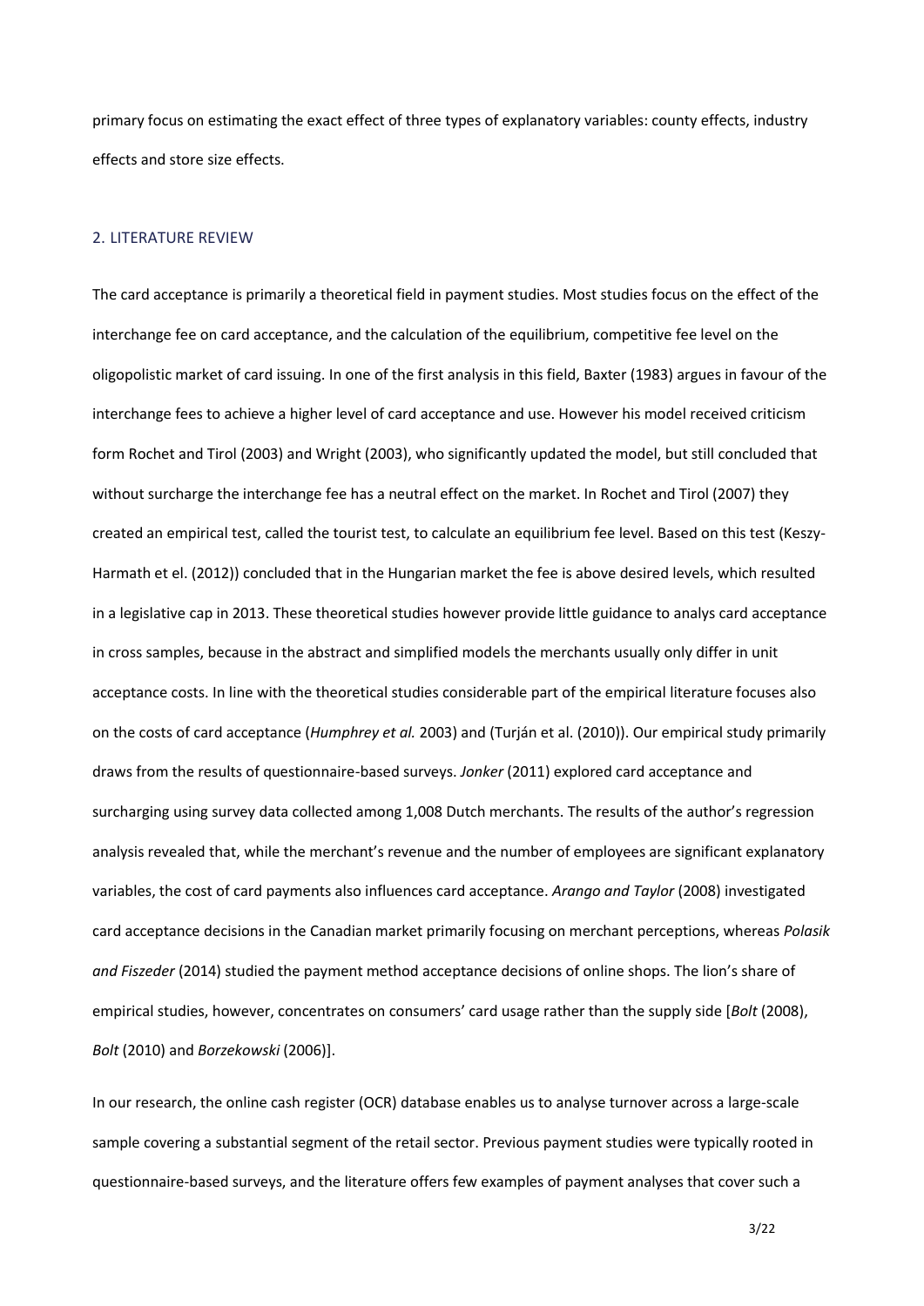primary focus on estimating the exact effect of three types of explanatory variables: county effects, industry effects and store size effects.

## 2. LITERATURE REVIEW

The card acceptance is primarily a theoretical field in payment studies. Most studies focus on the effect of the interchange fee on card acceptance, and the calculation of the equilibrium, competitive fee level on the oligopolistic market of card issuing. In one of the first analysis in this field, Baxter (1983) argues in favour of the interchange fees to achieve a higher level of card acceptance and use. However his model received criticism form Rochet and Tirol (2003) and Wright (2003), who significantly updated the model, but still concluded that without surcharge the interchange fee has a neutral effect on the market. In Rochet and Tirol (2007) they created an empirical test, called the tourist test, to calculate an equilibrium fee level. Based on this test (Keszy-Harmath et el. (2012)) concluded that in the Hungarian market the fee is above desired levels, which resulted in a legislative cap in 2013. These theoretical studies however provide little guidance to analys card acceptance in cross samples, because in the abstract and simplified models the merchants usually only differ in unit acceptance costs. In line with the theoretical studies considerable part of the empirical literature focuses also on the costs of card acceptance (*Humphrey et al.* 2003) and (Turján et al. (2010)). Our empirical study primarily draws from the results of questionnaire-based surveys. *Jonker* (2011) explored card acceptance and surcharging using survey data collected among 1,008 Dutch merchants. The results of the author's regression analysis revealed that, while the merchant's revenue and the number of employees are significant explanatory variables, the cost of card payments also influences card acceptance. *Arango and Taylor* (2008) investigated card acceptance decisions in the Canadian market primarily focusing on merchant perceptions, whereas *Polasik and Fiszeder* (2014) studied the payment method acceptance decisions of online shops. The lion's share of empirical studies, however, concentrates on consumers' card usage rather than the supply side [*Bolt* (2008), *Bolt* (2010) and *Borzekowski* (2006)].

In our research, the online cash register (OCR) database enables us to analyse turnover across a large-scale sample covering a substantial segment of the retail sector. Previous payment studies were typically rooted in questionnaire-based surveys, and the literature offers few examples of payment analyses that cover such a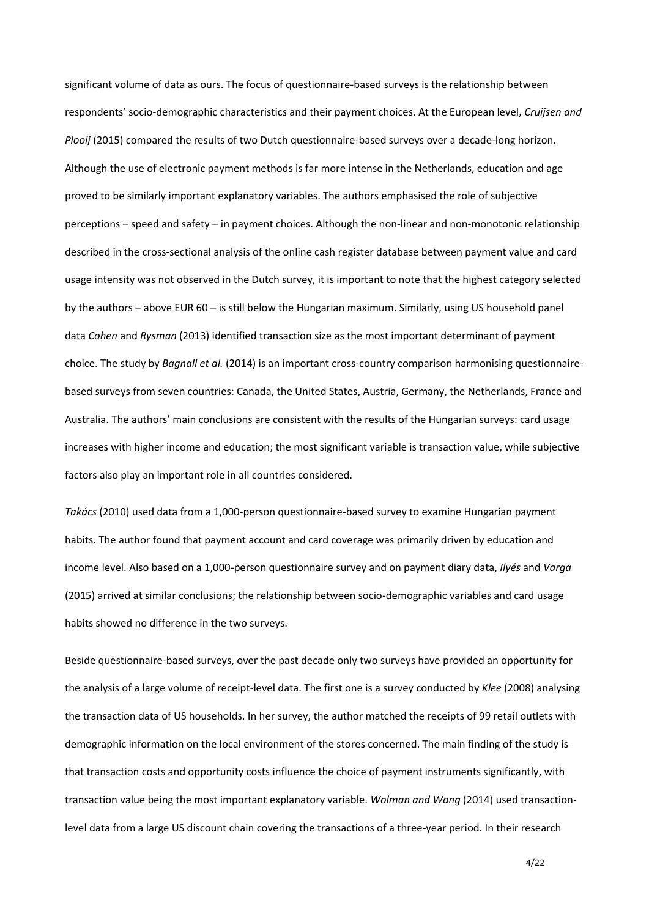significant volume of data as ours. The focus of questionnaire-based surveys is the relationship between respondents' socio-demographic characteristics and their payment choices. At the European level, *Cruijsen and Plooij* (2015) compared the results of two Dutch questionnaire-based surveys over a decade-long horizon. Although the use of electronic payment methods is far more intense in the Netherlands, education and age proved to be similarly important explanatory variables. The authors emphasised the role of subjective perceptions – speed and safety – in payment choices. Although the non-linear and non-monotonic relationship described in the cross-sectional analysis of the online cash register database between payment value and card usage intensity was not observed in the Dutch survey, it is important to note that the highest category selected by the authors – above EUR 60 – is still below the Hungarian maximum. Similarly, using US household panel data *Cohen* and *Rysman* (2013) identified transaction size as the most important determinant of payment choice. The study by *Bagnall et al.* (2014) is an important cross-country comparison harmonising questionnaire-based surveys from seven countries: Canada, the United States, Austria, Germany, the Netherlands, France and Australia. The authors' main conclusions are consistent with the results of the Hungarian surveys: card usage increases with higher income and education; the most significant variable is transaction value, while subjective factors also play an important role in all countries considered.

*Takács* (2010) used data from a 1,000-person questionnaire-based survey to examine Hungarian payment habits. The author found that payment account and card coverage was primarily driven by education and income level. Also based on a 1,000-person questionnaire survey and on payment diary data, *Ilyés* and *Varga* (2015) arrived at similar conclusions; the relationship between socio-demographic variables and card usage habits showed no difference in the two surveys.

Beside questionnaire-based surveys, over the past decade only two surveys have provided an opportunity for the analysis of a large volume of receipt-level data. The first one is a survey conducted by *Klee* (2008) analysing the transaction data of US households. In her survey, the author matched the receipts of 99 retail outlets with demographic information on the local environment of the stores concerned. The main finding of the study is that transaction costs and opportunity costs influence the choice of payment instruments significantly, with transaction value being the most important explanatory variable. *Wolman and Wang* (2014) used transaction-level data from a large US discount chain covering the transactions of a three-year period. In their research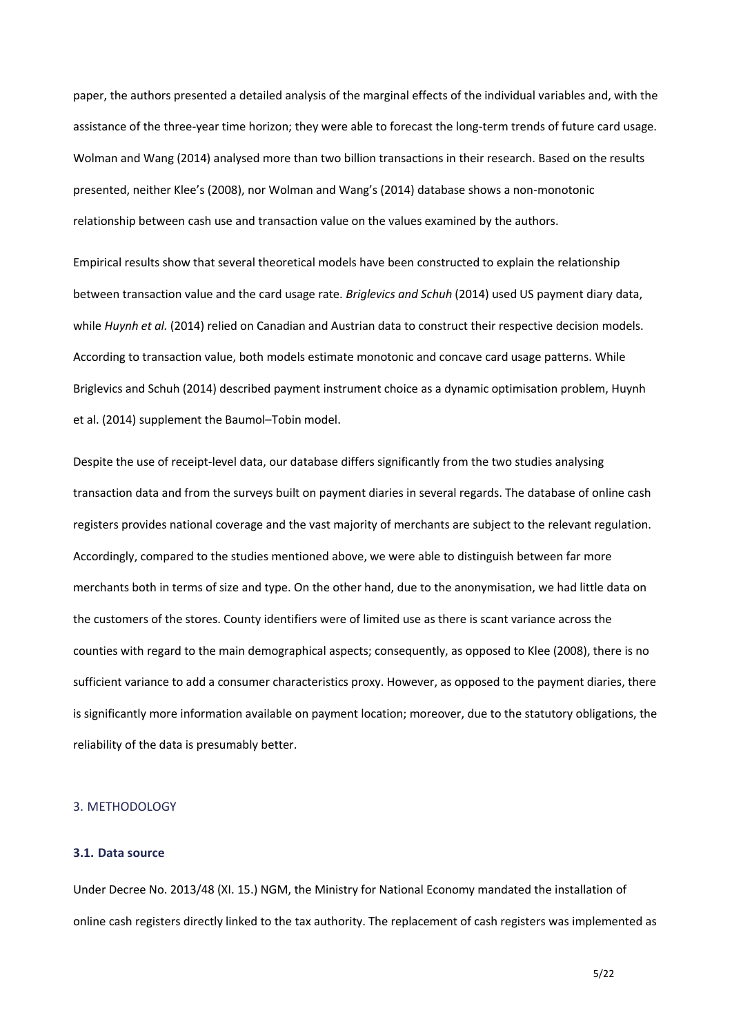paper, the authors presented a detailed analysis of the marginal effects of the individual variables and, with the assistance of the three-year time horizon; they were able to forecast the long-term trends of future card usage. Wolman and Wang (2014) analysed more than two billion transactions in their research. Based on the results presented, neither Klee's (2008), nor Wolman and Wang's (2014) database shows a non-monotonic relationship between cash use and transaction value on the values examined by the authors.

Empirical results show that several theoretical models have been constructed to explain the relationship between transaction value and the card usage rate. *Briglevics and Schuh* (2014) used US payment diary data, while *Huynh et al.* (2014) relied on Canadian and Austrian data to construct their respective decision models. According to transaction value, both models estimate monotonic and concave card usage patterns. While Briglevics and Schuh (2014) described payment instrument choice as a dynamic optimisation problem, Huynh et al. (2014) supplement the Baumol–Tobin model.

Despite the use of receipt-level data, our database differs significantly from the two studies analysing transaction data and from the surveys built on payment diaries in several regards. The database of online cash registers provides national coverage and the vast majority of merchants are subject to the relevant regulation. Accordingly, compared to the studies mentioned above, we were able to distinguish between far more merchants both in terms of size and type. On the other hand, due to the anonymisation, we had little data on the customers of the stores. County identifiers were of limited use as there is scant variance across the counties with regard to the main demographical aspects; consequently, as opposed to Klee (2008), there is no sufficient variance to add a consumer characteristics proxy. However, as opposed to the payment diaries, there is significantly more information available on payment location; moreover, due to the statutory obligations, the reliability of the data is presumably better.

## 3. METHODOLOGY

### 3.1. Data source

Under Decree No. 2013/48 (XI. 15.) NGM, the Ministry for National Economy mandated the installation of online cash registers directly linked to the tax authority. The replacement of cash registers was implemented as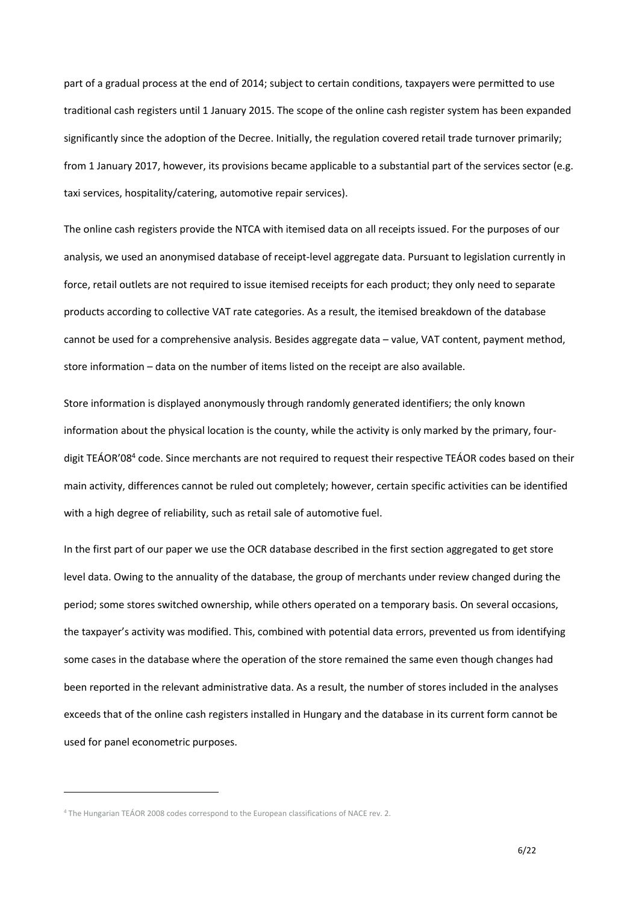part of a gradual process at the end of 2014; subject to certain conditions, taxpayers were permitted to use traditional cash registers until 1 January 2015. The scope of the online cash register system has been expanded significantly since the adoption of the Decree. Initially, the regulation covered retail trade turnover primarily; from 1 January 2017, however, its provisions became applicable to a substantial part of the services sector (e.g. taxi services, hospitality/catering, automotive repair services).

The online cash registers provide the NTCA with itemised data on all receipts issued. For the purposes of our analysis, we used an anonymised database of receipt-level aggregate data. Pursuant to legislation currently in force, retail outlets are not required to issue itemised receipts for each product; they only need to separate products according to collective VAT rate categories. As a result, the itemised breakdown of the database cannot be used for a comprehensive analysis. Besides aggregate data – value, VAT content, payment method, store information – data on the number of items listed on the receipt are also available.

Store information is displayed anonymously through randomly generated identifiers; the only known information about the physical location is the county, while the activity is only marked by the primary, four-digit TEÁOR'08[4] code. Since merchants are not required to request their respective TEÁOR codes based on their main activity, differences cannot be ruled out completely; however, certain specific activities can be identified with a high degree of reliability, such as retail sale of automotive fuel.

In the first part of our paper we use the OCR database described in the first section aggregated to get store level data. Owing to the annuality of the database, the group of merchants under review changed during the period; some stores switched ownership, while others operated on a temporary basis. On several occasions, the taxpayer's activity was modified. This, combined with potential data errors, prevented us from identifying some cases in the database where the operation of the store remained the same even though changes had been reported in the relevant administrative data. As a result, the number of stores included in the analyses exceeds that of the online cash registers installed in Hungary and the database in its current form cannot be used for panel econometric purposes.

[4] The Hungarian TEÁOR 2008 codes correspond to the European classifications of NACE rev. 2.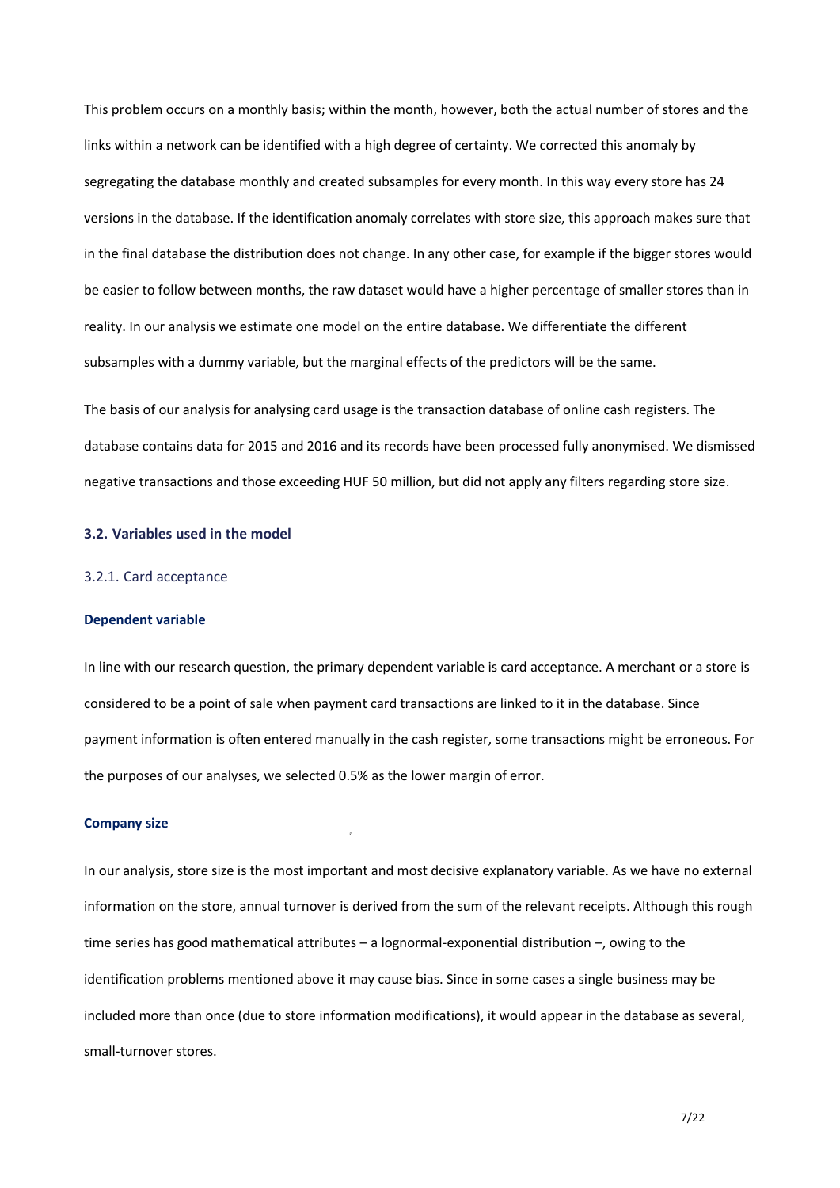This problem occurs on a monthly basis; within the month, however, both the actual number of stores and the links within a network can be identified with a high degree of certainty. We corrected this anomaly by segregating the database monthly and created subsamples for every month. In this way every store has 24 versions in the database. If the identification anomaly correlates with store size, this approach makes sure that in the final database the distribution does not change. In any other case, for example if the bigger stores would be easier to follow between months, the raw dataset would have a higher percentage of smaller stores than in reality. In our analysis we estimate one model on the entire database. We differentiate the different subsamples with a dummy variable, but the marginal effects of the predictors will be the same.

The basis of our analysis for analysing card usage is the transaction database of online cash registers. The database contains data for 2015 and 2016 and its records have been processed fully anonymised. We dismissed negative transactions and those exceeding HUF 50 million, but did not apply any filters regarding store size.

## 3.2. Variables used in the model

### 3.2.1. Card acceptance

**Dependent variable**

In line with our research question, the primary dependent variable is card acceptance. A merchant or a store is considered to be a point of sale when payment card transactions are linked to it in the database. Since payment information is often entered manually in the cash register, some transactions might be erroneous. For the purposes of our analyses, we selected 0.5% as the lower margin of error.

**Company size**

In our analysis, store size is the most important and most decisive explanatory variable. As we have no external information on the store, annual turnover is derived from the sum of the relevant receipts. Although this rough time series has good mathematical attributes – a lognormal-exponential distribution –, owing to the identification problems mentioned above it may cause bias. Since in some cases a single business may be included more than once (due to store information modifications), it would appear in the database as several, small-turnover stores.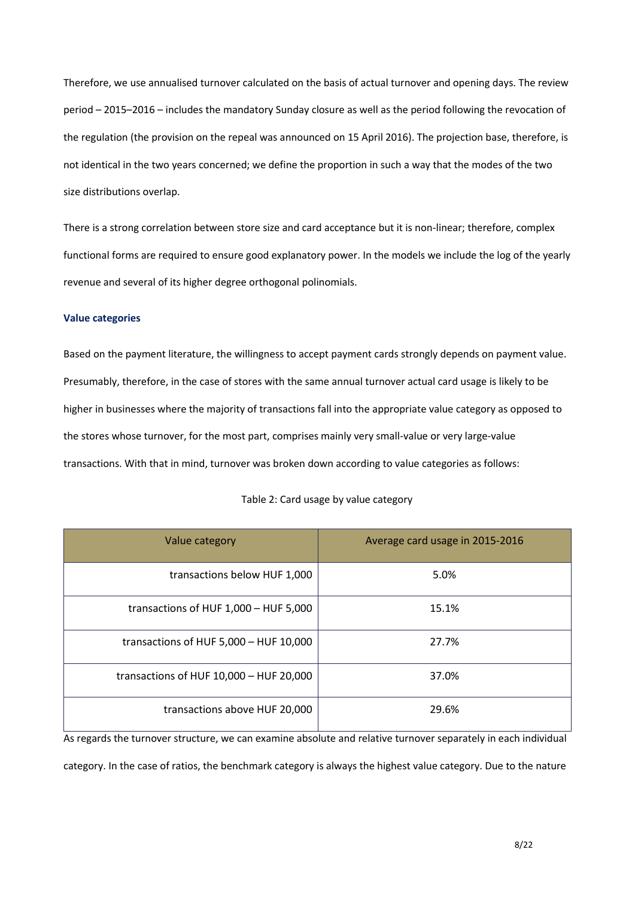Therefore, we use annualised turnover calculated on the basis of actual turnover and opening days. The review period – 2015–2016 – includes the mandatory Sunday closure as well as the period following the revocation of the regulation (the provision on the repeal was announced on 15 April 2016). The projection base, therefore, is not identical in the two years concerned; we define the proportion in such a way that the modes of the two size distributions overlap.

There is a strong correlation between store size and card acceptance but it is non-linear; therefore, complex functional forms are required to ensure good explanatory power. In the models we include the log of the yearly revenue and several of its higher degree orthogonal polinomials.

### Value categories

Based on the payment literature, the willingness to accept payment cards strongly depends on payment value. Presumably, therefore, in the case of stores with the same annual turnover actual card usage is likely to be higher in businesses where the majority of transactions fall into the appropriate value category as opposed to the stores whose turnover, for the most part, comprises mainly very small-value or very large-value transactions. With that in mind, turnover was broken down according to value categories as follows:

Table 2: Card usage by value category

| Value category | Average card usage in 2015-2016 |
| ---: | :---: |
| transactions below HUF 1,000 | 5.0% |
| transactions of HUF 1,000 – HUF 5,000 | 15.1% |
| transactions of HUF 5,000 – HUF 10,000 | 27.7% |
| transactions of HUF 10,000 – HUF 20,000 | 37.0% |
| transactions above HUF 20,000 | 29.6% |

As regards the turnover structure, we can examine absolute and relative turnover separately in each individual category. In the case of ratios, the benchmark category is always the highest value category. Due to the nature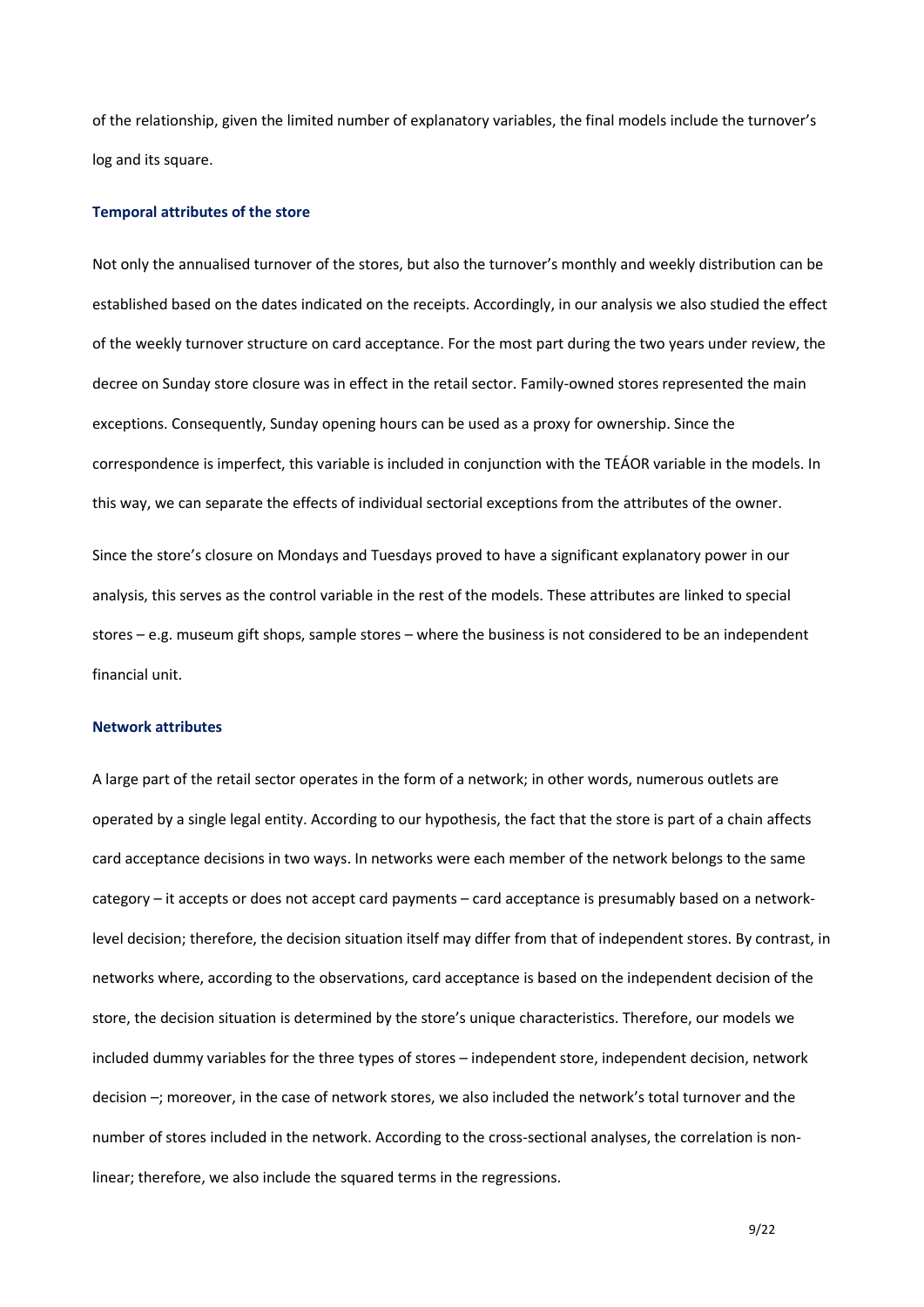of the relationship, given the limited number of explanatory variables, the final models include the turnover's log and its square.

### Temporal attributes of the store

Not only the annualised turnover of the stores, but also the turnover's monthly and weekly distribution can be established based on the dates indicated on the receipts. Accordingly, in our analysis we also studied the effect of the weekly turnover structure on card acceptance. For the most part during the two years under review, the decree on Sunday store closure was in effect in the retail sector. Family-owned stores represented the main exceptions. Consequently, Sunday opening hours can be used as a proxy for ownership. Since the correspondence is imperfect, this variable is included in conjunction with the TEÁOR variable in the models. In this way, we can separate the effects of individual sectorial exceptions from the attributes of the owner.

Since the store's closure on Mondays and Tuesdays proved to have a significant explanatory power in our analysis, this serves as the control variable in the rest of the models. These attributes are linked to special stores – e.g. museum gift shops, sample stores – where the business is not considered to be an independent financial unit.

### Network attributes

A large part of the retail sector operates in the form of a network; in other words, numerous outlets are operated by a single legal entity. According to our hypothesis, the fact that the store is part of a chain affects card acceptance decisions in two ways. In networks were each member of the network belongs to the same category – it accepts or does not accept card payments – card acceptance is presumably based on a network-level decision; therefore, the decision situation itself may differ from that of independent stores. By contrast, in networks where, according to the observations, card acceptance is based on the independent decision of the store, the decision situation is determined by the store's unique characteristics. Therefore, our models we included dummy variables for the three types of stores – independent store, independent decision, network decision –; moreover, in the case of network stores, we also included the network's total turnover and the number of stores included in the network. According to the cross-sectional analyses, the correlation is non-linear; therefore, we also include the squared terms in the regressions.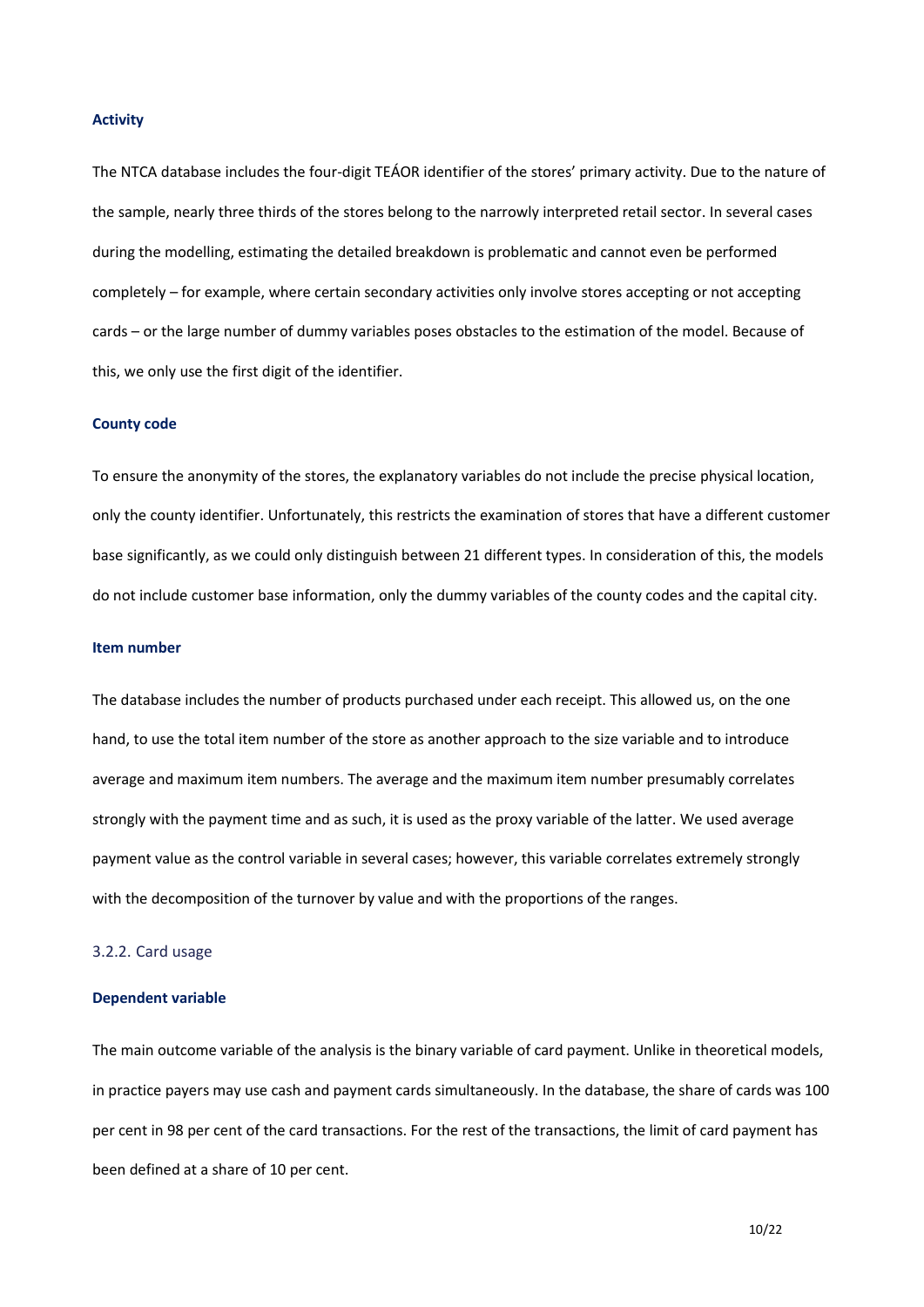#### Activity

The NTCA database includes the four-digit TEÁOR identifier of the stores' primary activity. Due to the nature of the sample, nearly three thirds of the stores belong to the narrowly interpreted retail sector. In several cases during the modelling, estimating the detailed breakdown is problematic and cannot even be performed completely – for example, where certain secondary activities only involve stores accepting or not accepting cards – or the large number of dummy variables poses obstacles to the estimation of the model. Because of this, we only use the first digit of the identifier.

#### County code

To ensure the anonymity of the stores, the explanatory variables do not include the precise physical location, only the county identifier. Unfortunately, this restricts the examination of stores that have a different customer base significantly, as we could only distinguish between 21 different types. In consideration of this, the models do not include customer base information, only the dummy variables of the county codes and the capital city.

#### Item number

The database includes the number of products purchased under each receipt. This allowed us, on the one hand, to use the total item number of the store as another approach to the size variable and to introduce average and maximum item numbers. The average and the maximum item number presumably correlates strongly with the payment time and as such, it is used as the proxy variable of the latter. We used average payment value as the control variable in several cases; however, this variable correlates extremely strongly with the decomposition of the turnover by value and with the proportions of the ranges.

### 3.2.2. Card usage

#### Dependent variable

The main outcome variable of the analysis is the binary variable of card payment. Unlike in theoretical models, in practice payers may use cash and payment cards simultaneously. In the database, the share of cards was 100 per cent in 98 per cent of the card transactions. For the rest of the transactions, the limit of card payment has been defined at a share of 10 per cent.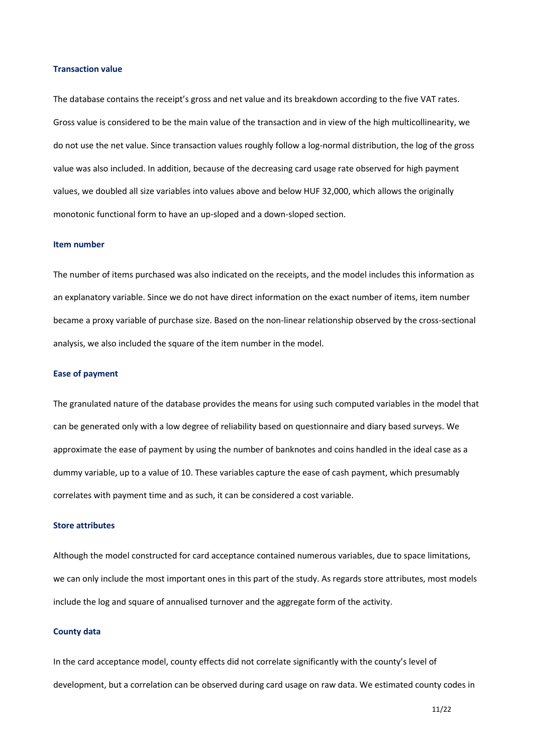#### Transaction value

The database contains the receipt's gross and net value and its breakdown according to the five VAT rates. Gross value is considered to be the main value of the transaction and in view of the high multicollinearity, we do not use the net value. Since transaction values roughly follow a log-normal distribution, the log of the gross value was also included. In addition, because of the decreasing card usage rate observed for high payment values, we doubled all size variables into values above and below HUF 32,000, which allows the originally monotonic functional form to have an up-sloped and a down-sloped section.

#### Item number

The number of items purchased was also indicated on the receipts, and the model includes this information as an explanatory variable. Since we do not have direct information on the exact number of items, item number became a proxy variable of purchase size. Based on the non-linear relationship observed by the cross-sectional analysis, we also included the square of the item number in the model.

#### Ease of payment

The granulated nature of the database provides the means for using such computed variables in the model that can be generated only with a low degree of reliability based on questionnaire and diary based surveys. We approximate the ease of payment by using the number of banknotes and coins handled in the ideal case as a dummy variable, up to a value of 10. These variables capture the ease of cash payment, which presumably correlates with payment time and as such, it can be considered a cost variable.

#### Store attributes

Although the model constructed for card acceptance contained numerous variables, due to space limitations, we can only include the most important ones in this part of the study. As regards store attributes, most models include the log and square of annualised turnover and the aggregate form of the activity.

#### County data

In the card acceptance model, county effects did not correlate significantly with the county's level of development, but a correlation can be observed during card usage on raw data. We estimated county codes in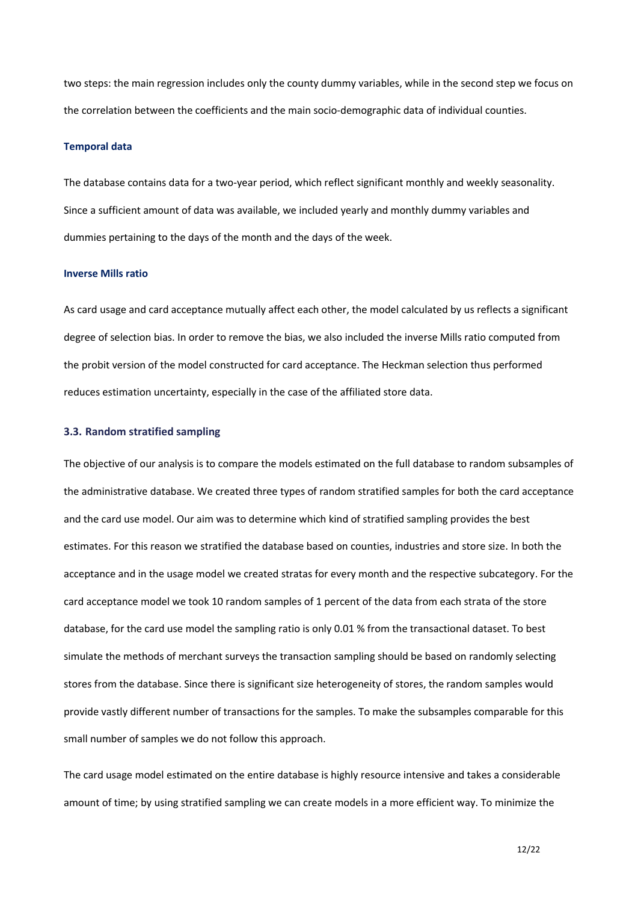two steps: the main regression includes only the county dummy variables, while in the second step we focus on the correlation between the coefficients and the main socio-demographic data of individual counties.

#### Temporal data

The database contains data for a two-year period, which reflect significant monthly and weekly seasonality. Since a sufficient amount of data was available, we included yearly and monthly dummy variables and dummies pertaining to the days of the month and the days of the week.

#### Inverse Mills ratio

As card usage and card acceptance mutually affect each other, the model calculated by us reflects a significant degree of selection bias. In order to remove the bias, we also included the inverse Mills ratio computed from the probit version of the model constructed for card acceptance. The Heckman selection thus performed reduces estimation uncertainty, especially in the case of the affiliated store data.

### 3.3. Random stratified sampling

The objective of our analysis is to compare the models estimated on the full database to random subsamples of the administrative database. We created three types of random stratified samples for both the card acceptance and the card use model. Our aim was to determine which kind of stratified sampling provides the best estimates. For this reason we stratified the database based on counties, industries and store size. In both the acceptance and in the usage model we created stratas for every month and the respective subcategory. For the card acceptance model we took 10 random samples of 1 percent of the data from each strata of the store database, for the card use model the sampling ratio is only 0.01 % from the transactional dataset. To best simulate the methods of merchant surveys the transaction sampling should be based on randomly selecting stores from the database. Since there is significant size heterogeneity of stores, the random samples would provide vastly different number of transactions for the samples. To make the subsamples comparable for this small number of samples we do not follow this approach.

The card usage model estimated on the entire database is highly resource intensive and takes a considerable amount of time; by using stratified sampling we can create models in a more efficient way. To minimize the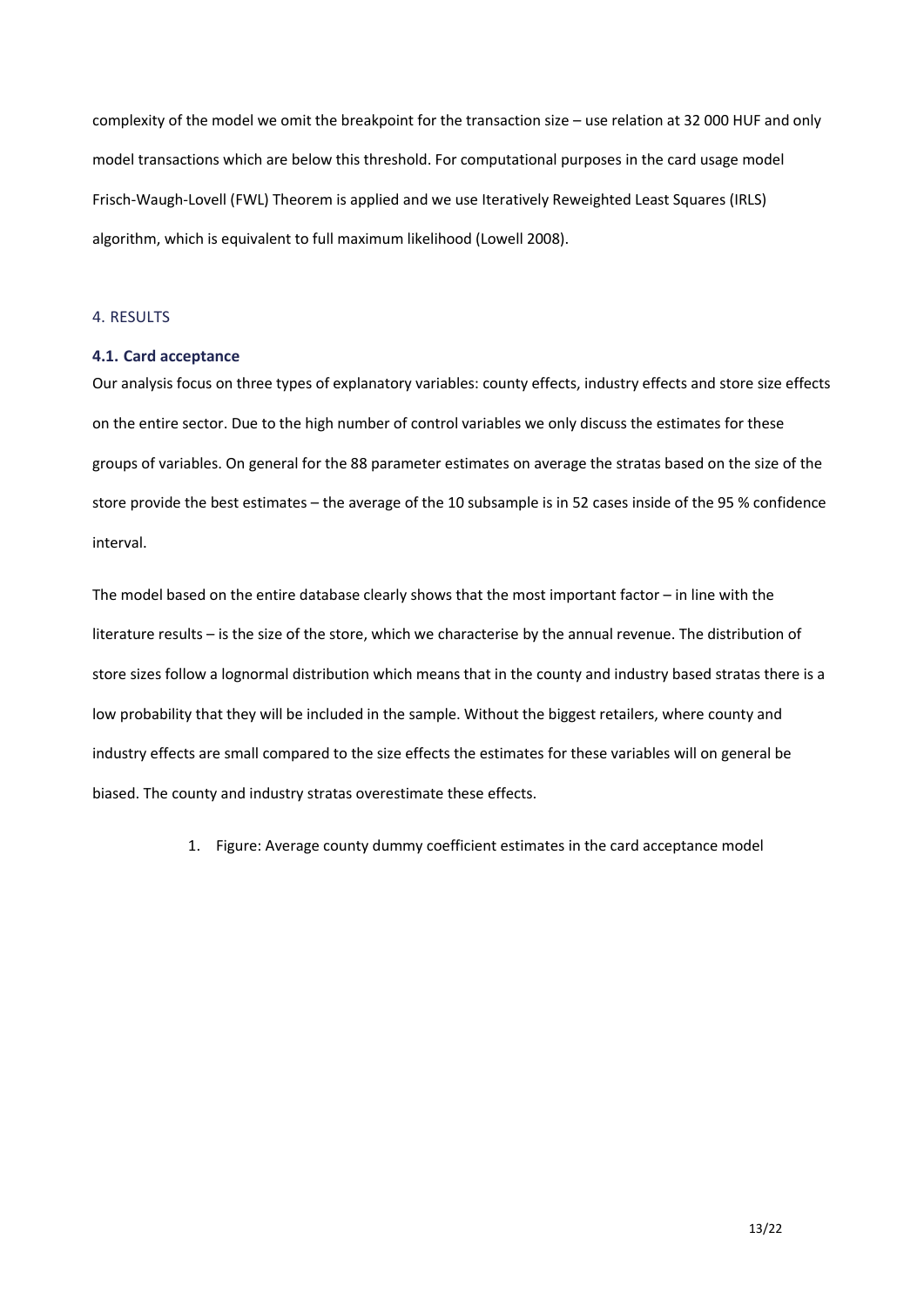complexity of the model we omit the breakpoint for the transaction size – use relation at 32 000 HUF and only model transactions which are below this threshold. For computational purposes in the card usage model Frisch-Waugh-Lovell (FWL) Theorem is applied and we use Iteratively Reweighted Least Squares (IRLS) algorithm, which is equivalent to full maximum likelihood (Lowell 2008).

## 4. RESULTS

### 4.1. Card acceptance

Our analysis focus on three types of explanatory variables: county effects, industry effects and store size effects on the entire sector. Due to the high number of control variables we only discuss the estimates for these groups of variables. On general for the 88 parameter estimates on average the stratas based on the size of the store provide the best estimates – the average of the 10 subsample is in 52 cases inside of the 95 % confidence interval.

The model based on the entire database clearly shows that the most important factor – in line with the literature results – is the size of the store, which we characterise by the annual revenue. The distribution of store sizes follow a lognormal distribution which means that in the county and industry based stratas there is a low probability that they will be included in the sample. Without the biggest retailers, where county and industry effects are small compared to the size effects the estimates for these variables will on general be biased. The county and industry stratas overestimate these effects.

1. Figure: Average county dummy coefficient estimates in the card acceptance model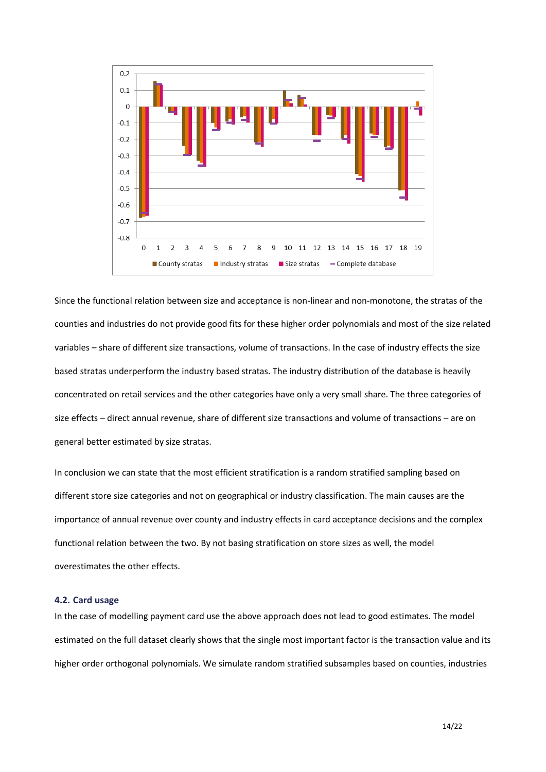Since the functional relation between size and acceptance is non-linear and non-monotone, the stratas of the counties and industries do not provide good fits for these higher order polynomials and most of the size related variables – share of different size transactions, volume of transactions. In the case of industry effects the size based stratas underperform the industry based stratas. The industry distribution of the database is heavily concentrated on retail services and the other categories have only a very small share. The three categories of size effects – direct annual revenue, share of different size transactions and volume of transactions – are on general better estimated by size stratas.

In conclusion we can state that the most efficient stratification is a random stratified sampling based on different store size categories and not on geographical or industry classification. The main causes are the importance of annual revenue over county and industry effects in card acceptance decisions and the complex functional relation between the two. By not basing stratification on store sizes as well, the model overestimates the other effects.

### 4.2. Card usage

In the case of modelling payment card use the above approach does not lead to good estimates. The model estimated on the full dataset clearly shows that the single most important factor is the transaction value and its higher order orthogonal polynomials. We simulate random stratified subsamples based on counties, industries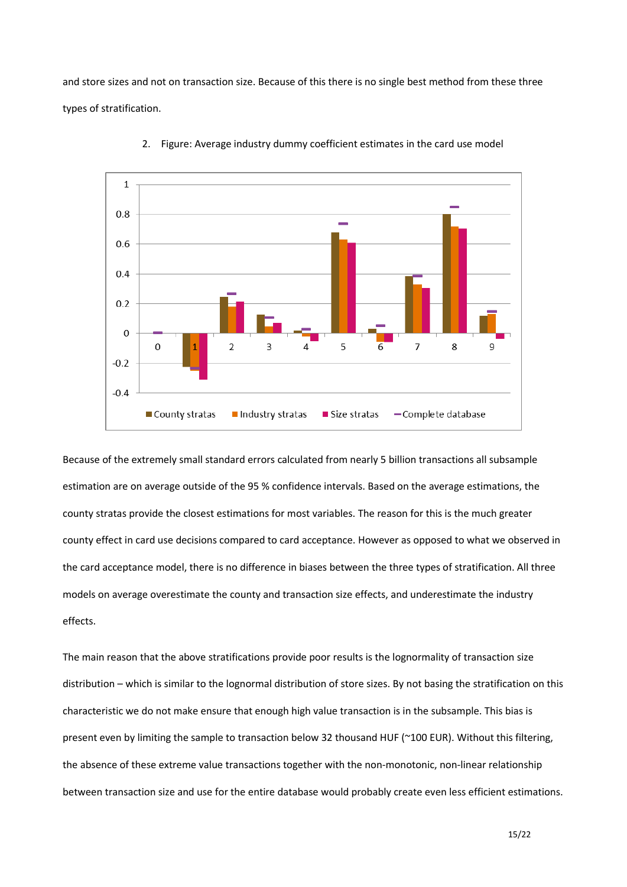and store sizes and not on transaction size. Because of this there is no single best method from these three types of stratification.

2. Figure: Average industry dummy coefficient estimates in the card use model

Because of the extremely small standard errors calculated from nearly 5 billion transactions all subsample estimation are on average outside of the 95 % confidence intervals. Based on the average estimations, the county stratas provide the closest estimations for most variables. The reason for this is the much greater county effect in card use decisions compared to card acceptance. However as opposed to what we observed in the card acceptance model, there is no difference in biases between the three types of stratification. All three models on average overestimate the county and transaction size effects, and underestimate the industry effects.

The main reason that the above stratifications provide poor results is the lognormality of transaction size distribution – which is similar to the lognormal distribution of store sizes. By not basing the stratification on this characteristic we do not make ensure that enough high value transaction is in the subsample. This bias is present even by limiting the sample to transaction below 32 thousand HUF (~100 EUR). Without this filtering, the absence of these extreme value transactions together with the non-monotonic, non-linear relationship between transaction size and use for the entire database would probably create even less efficient estimations.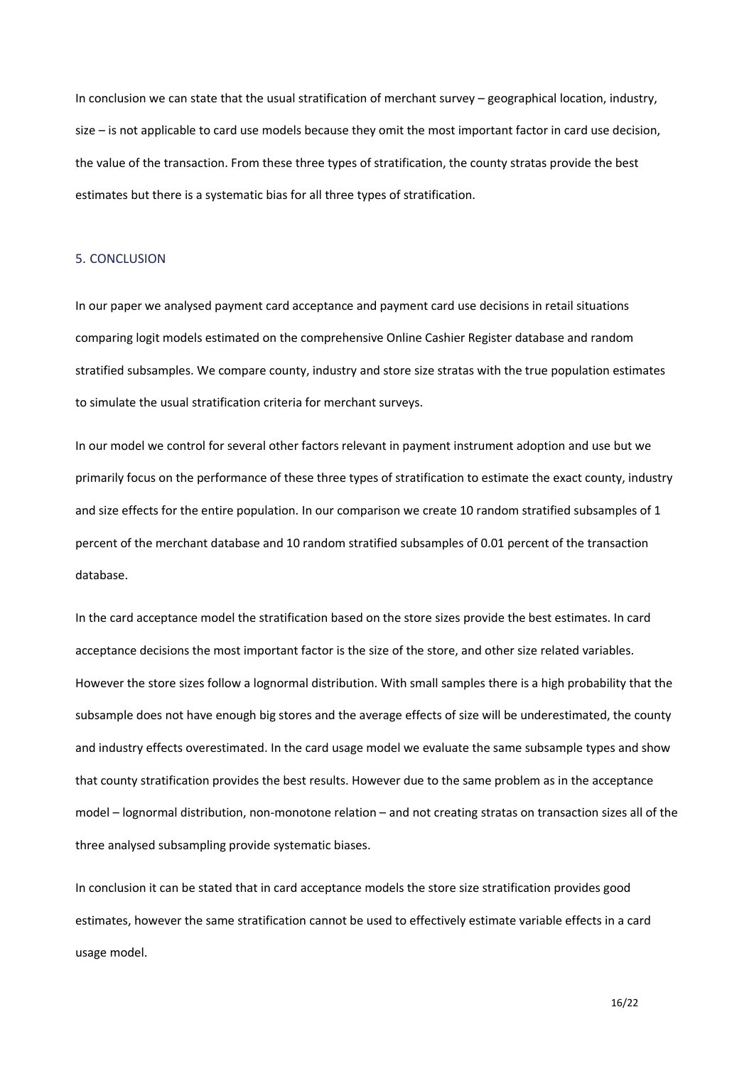In conclusion we can state that the usual stratification of merchant survey – geographical location, industry, size – is not applicable to card use models because they omit the most important factor in card use decision, the value of the transaction. From these three types of stratification, the county stratas provide the best estimates but there is a systematic bias for all three types of stratification.

## 5. CONCLUSION

In our paper we analysed payment card acceptance and payment card use decisions in retail situations comparing logit models estimated on the comprehensive Online Cashier Register database and random stratified subsamples. We compare county, industry and store size stratas with the true population estimates to simulate the usual stratification criteria for merchant surveys.

In our model we control for several other factors relevant in payment instrument adoption and use but we primarily focus on the performance of these three types of stratification to estimate the exact county, industry and size effects for the entire population. In our comparison we create 10 random stratified subsamples of 1 percent of the merchant database and 10 random stratified subsamples of 0.01 percent of the transaction database.

In the card acceptance model the stratification based on the store sizes provide the best estimates. In card acceptance decisions the most important factor is the size of the store, and other size related variables. However the store sizes follow a lognormal distribution. With small samples there is a high probability that the subsample does not have enough big stores and the average effects of size will be underestimated, the county and industry effects overestimated. In the card usage model we evaluate the same subsample types and show that county stratification provides the best results. However due to the same problem as in the acceptance model – lognormal distribution, non-monotone relation – and not creating stratas on transaction sizes all of the three analysed subsampling provide systematic biases.

In conclusion it can be stated that in card acceptance models the store size stratification provides good estimates, however the same stratification cannot be used to effectively estimate variable effects in a card usage model.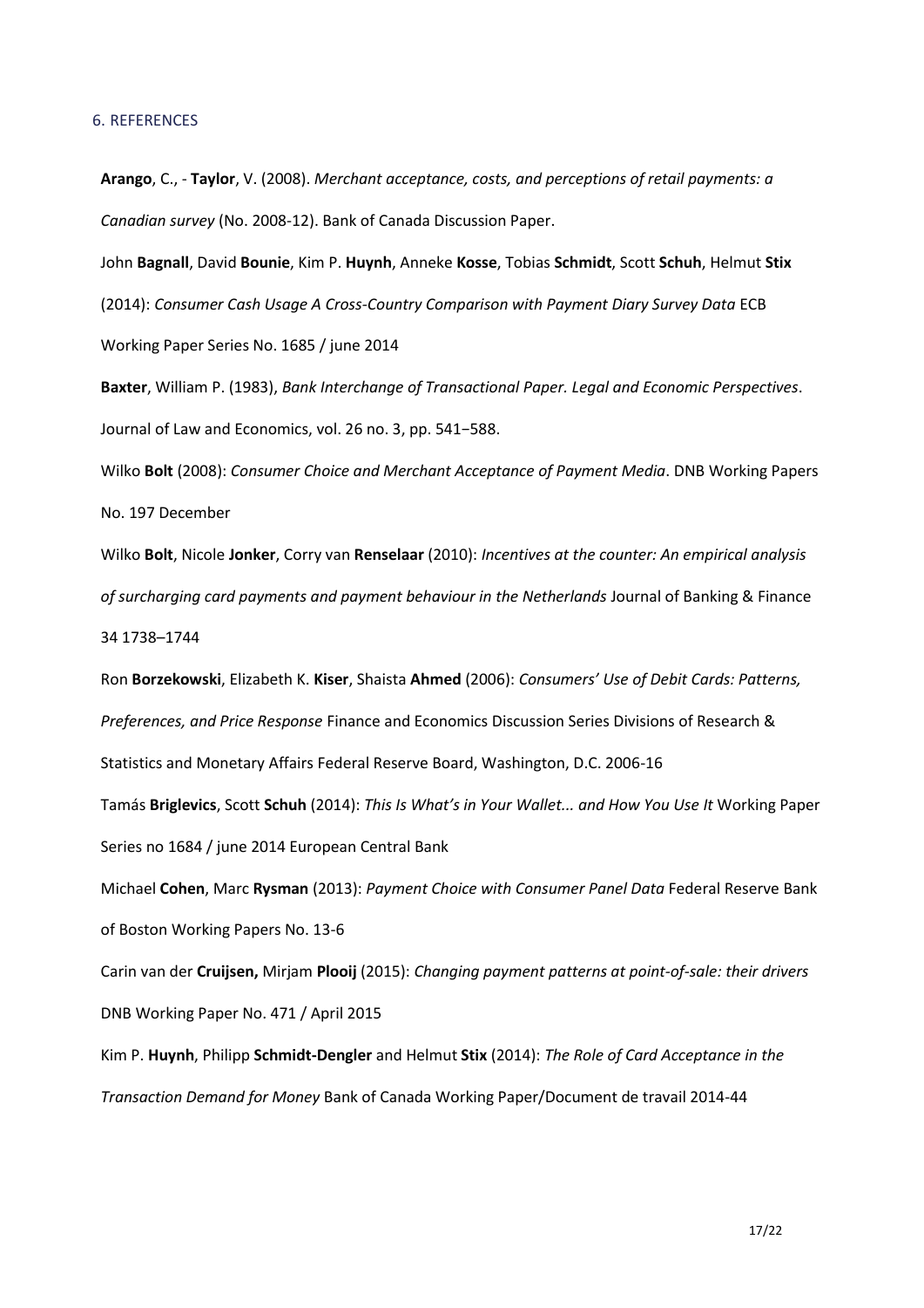## 6. REFERENCES

**Arango**, C., - **Taylor**, V. (2008). *Merchant acceptance, costs, and perceptions of retail payments: a Canadian survey* (No. 2008-12). Bank of Canada Discussion Paper.

John **Bagnall**, David **Bounie**, Kim P. **Huynh**, Anneke **Kosse**, Tobias **Schmidt**, Scott **Schuh**, Helmut **Stix** (2014): *Consumer Cash Usage A Cross-Country Comparison with Payment Diary Survey Data* ECB Working Paper Series No. 1685 / june 2014

**Baxter**, William P. (1983), *Bank Interchange of Transactional Paper. Legal and Economic Perspectives*. Journal of Law and Economics, vol. 26 no. 3, pp. 541−588.

Wilko **Bolt** (2008): *Consumer Choice and Merchant Acceptance of Payment Media*. DNB Working Papers No. 197 December

Wilko **Bolt**, Nicole **Jonker**, Corry van **Renselaar** (2010): *Incentives at the counter: An empirical analysis of surcharging card payments and payment behaviour in the Netherlands* Journal of Banking & Finance 34 1738–1744

Ron **Borzekowski**, Elizabeth K. **Kiser**, Shaista **Ahmed** (2006): *Consumers' Use of Debit Cards: Patterns, Preferences, and Price Response* Finance and Economics Discussion Series Divisions of Research & Statistics and Monetary Affairs Federal Reserve Board, Washington, D.C. 2006-16

Tamás **Briglevics**, Scott **Schuh** (2014): *This Is What's in Your Wallet... and How You Use It* Working Paper Series no 1684 / june 2014 European Central Bank

Michael **Cohen**, Marc **Rysman** (2013): *Payment Choice with Consumer Panel Data* Federal Reserve Bank of Boston Working Papers No. 13-6

Carin van der **Cruijsen,** Mirjam **Plooij** (2015): *Changing payment patterns at point-of-sale: their drivers* DNB Working Paper No. 471 / April 2015

Kim P. **Huynh**, Philipp **Schmidt-Dengler** and Helmut **Stix** (2014): *The Role of Card Acceptance in the Transaction Demand for Money* Bank of Canada Working Paper/Document de travail 2014-44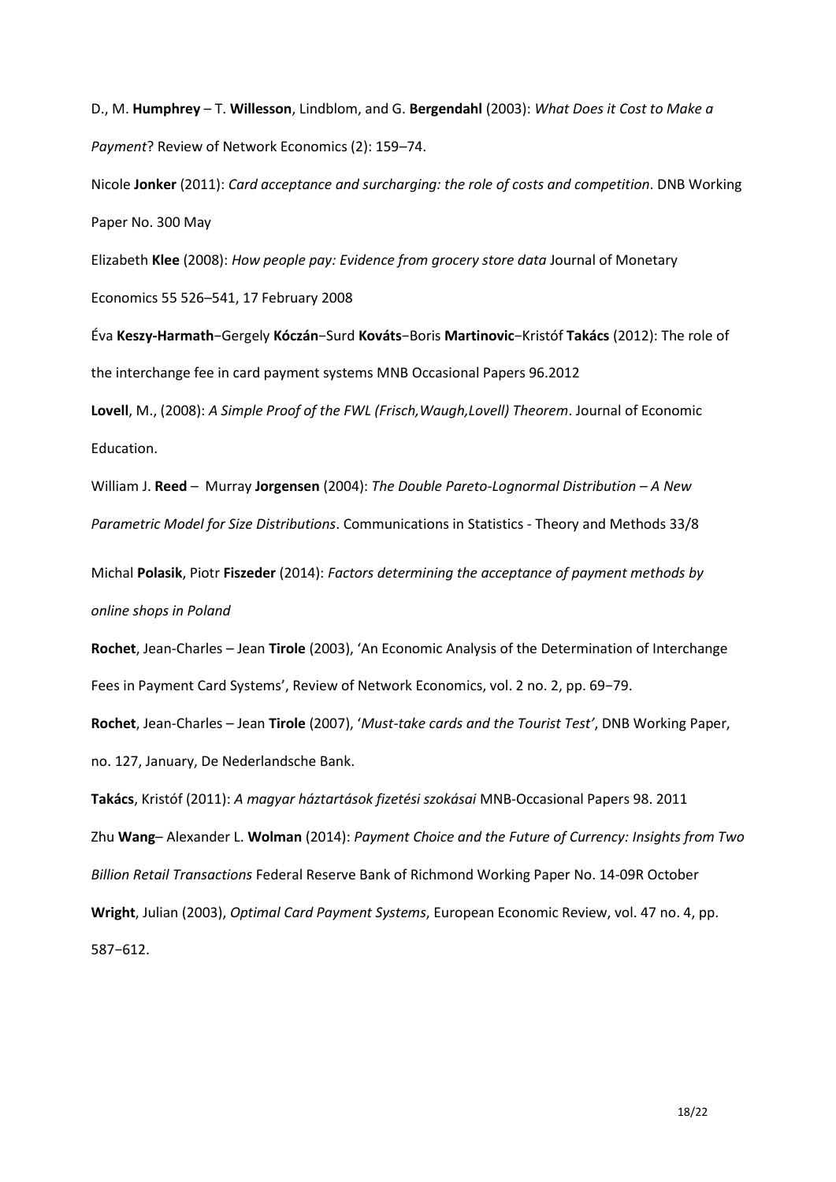D., M. **Humphrey** – T. **Willesson**, Lindblom, and G. **Bergendahl** (2003): *What Does it Cost to Make a Payment*? Review of Network Economics (2): 159–74.

Nicole **Jonker** (2011): *Card acceptance and surcharging: the role of costs and competition*. DNB Working Paper No. 300 May

Elizabeth **Klee** (2008): *How people pay: Evidence from grocery store data* Journal of Monetary Economics 55 526–541, 17 February 2008

Éva **Keszy-Harmath**−Gergely **Kóczán**−Surd **Kováts**−Boris **Martinovic**−Kristóf **Takács** (2012): The role of the interchange fee in card payment systems MNB Occasional Papers 96.2012

**Lovell**, M., (2008): *A Simple Proof of the FWL (Frisch,Waugh,Lovell) Theorem*. Journal of Economic Education.

William J. **Reed** – Murray **Jorgensen** (2004): *The Double Pareto-Lognormal Distribution – A New Parametric Model for Size Distributions*. Communications in Statistics - Theory and Methods 33/8

Michal **Polasik**, Piotr **Fiszeder** (2014): *Factors determining the acceptance of payment methods by online shops in Poland*

**Rochet**, Jean-Charles – Jean **Tirole** (2003), 'An Economic Analysis of the Determination of Interchange Fees in Payment Card Systems', Review of Network Economics, vol. 2 no. 2, pp. 69−79.

**Rochet**, Jean-Charles – Jean **Tirole** (2007), '*Must-take cards and the Tourist Test'*, DNB Working Paper, no. 127, January, De Nederlandsche Bank.

**Takács**, Kristóf (2011): *A magyar háztartások fizetési szokásai* MNB-Occasional Papers 98. 2011

Zhu **Wang**– Alexander L. **Wolman** (2014): *Payment Choice and the Future of Currency: Insights from Two Billion Retail Transactions* Federal Reserve Bank of Richmond Working Paper No. 14-09R October

**Wright**, Julian (2003), *Optimal Card Payment Systems*, European Economic Review, vol. 47 no. 4, pp. 587−612.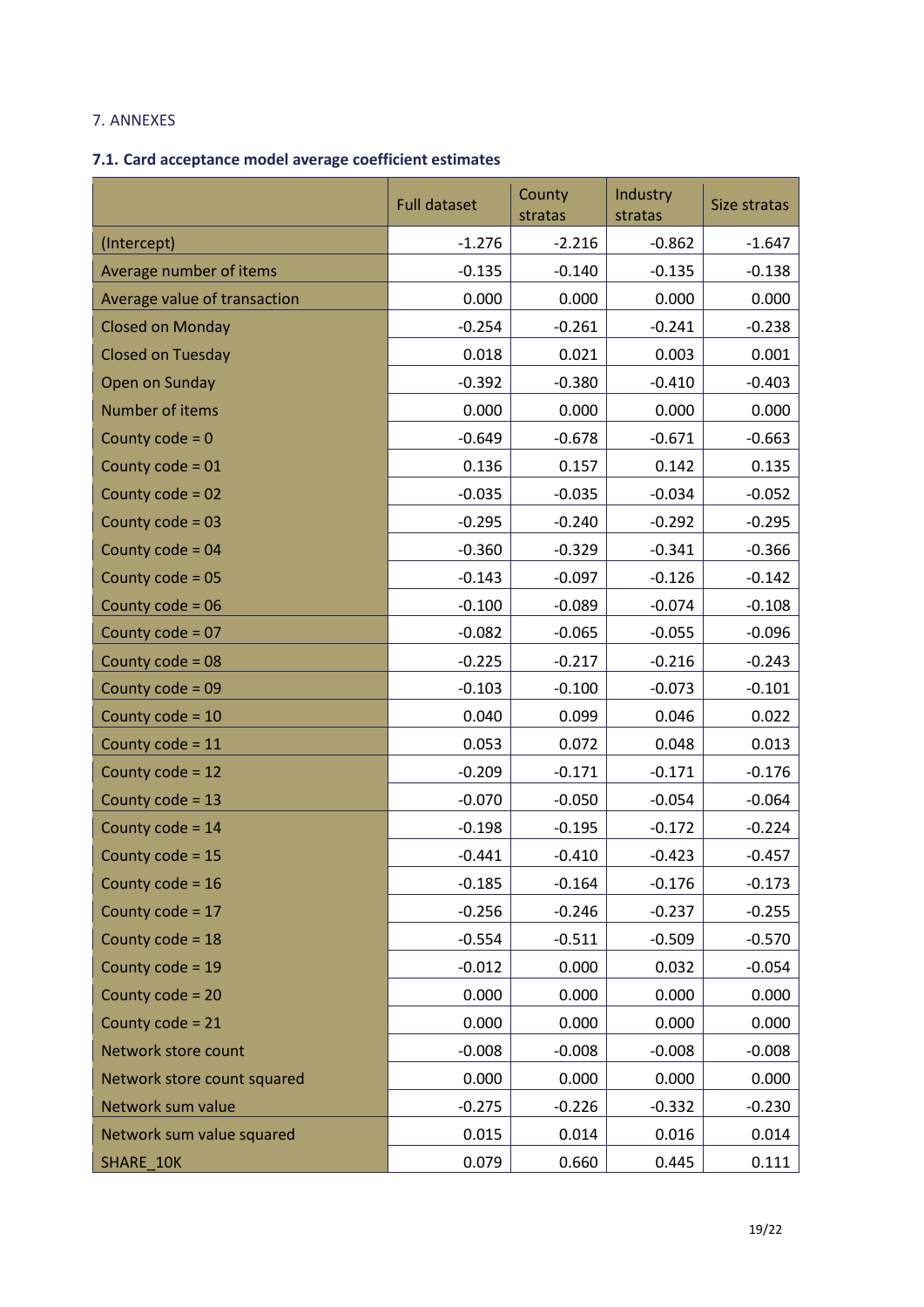7. ANNEXES

## 7.1. Card acceptance model average coefficient estimates

| | Full dataset | County stratas | Industry stratas | Size stratas |
|---|---|---|---|---|
| (Intercept) | -1.276 | -2.216 | -0.862 | -1.647 |
| Average number of items | -0.135 | -0.140 | -0.135 | -0.138 |
| Average value of transaction | 0.000 | 0.000 | 0.000 | 0.000 |
| Closed on Monday | -0.254 | -0.261 | -0.241 | -0.238 |
| Closed on Tuesday | 0.018 | 0.021 | 0.003 | 0.001 |
| Open on Sunday | -0.392 | -0.380 | -0.410 | -0.403 |
| Number of items | 0.000 | 0.000 | 0.000 | 0.000 |
| County code = 0 | -0.649 | -0.678 | -0.671 | -0.663 |
| County code = 01 | 0.136 | 0.157 | 0.142 | 0.135 |
| County code = 02 | -0.035 | -0.035 | -0.034 | -0.052 |
| County code = 03 | -0.295 | -0.240 | -0.292 | -0.295 |
| County code = 04 | -0.360 | -0.329 | -0.341 | -0.366 |
| County code = 05 | -0.143 | -0.097 | -0.126 | -0.142 |
| County code = 06 | -0.100 | -0.089 | -0.074 | -0.108 |
| County code = 07 | -0.082 | -0.065 | -0.055 | -0.096 |
| County code = 08 | -0.225 | -0.217 | -0.216 | -0.243 |
| County code = 09 | -0.103 | -0.100 | -0.073 | -0.101 |
| County code = 10 | 0.040 | 0.099 | 0.046 | 0.022 |
| County code = 11 | 0.053 | 0.072 | 0.048 | 0.013 |
| County code = 12 | -0.209 | -0.171 | -0.171 | -0.176 |
| County code = 13 | -0.070 | -0.050 | -0.054 | -0.064 |
| County code = 14 | -0.198 | -0.195 | -0.172 | -0.224 |
| County code = 15 | -0.441 | -0.410 | -0.423 | -0.457 |
| County code = 16 | -0.185 | -0.164 | -0.176 | -0.173 |
| County code = 17 | -0.256 | -0.246 | -0.237 | -0.255 |
| County code = 18 | -0.554 | -0.511 | -0.509 | -0.570 |
| County code = 19 | -0.012 | 0.000 | 0.032 | -0.054 |
| County code = 20 | 0.000 | 0.000 | 0.000 | 0.000 |
| County code = 21 | 0.000 | 0.000 | 0.000 | 0.000 |
| Network store count | -0.008 | -0.008 | -0.008 | -0.008 |
| Network store count squared | 0.000 | 0.000 | 0.000 | 0.000 |
| Network sum value | -0.275 | -0.226 | -0.332 | -0.230 |
| Network sum value squared | 0.015 | 0.014 | 0.016 | 0.014 |
| SHARE_10K | 0.079 | 0.660 | 0.445 | 0.111 |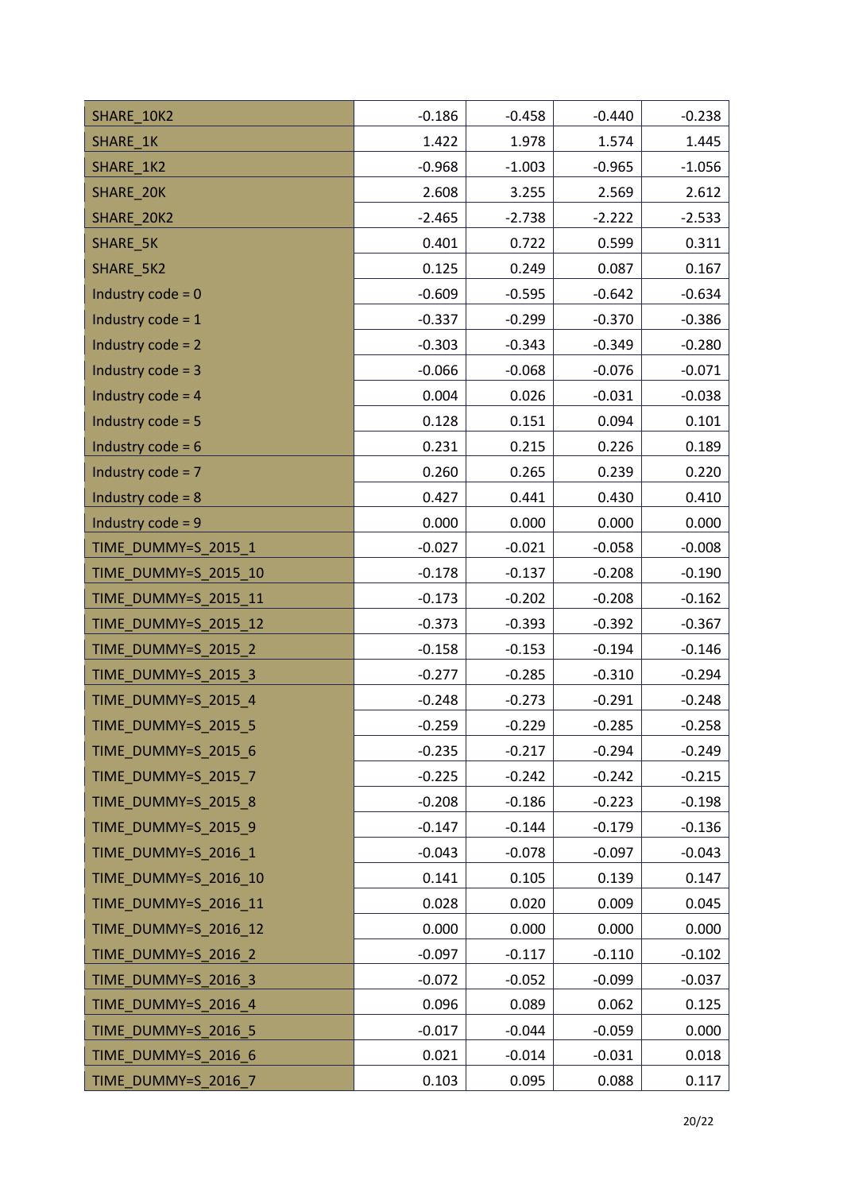| | | | | |
|---|---|---|---|---|
| SHARE_10K2 | -0.186 | -0.458 | -0.440 | -0.238 |
| SHARE_1K | 1.422 | 1.978 | 1.574 | 1.445 |
| SHARE_1K2 | -0.968 | -1.003 | -0.965 | -1.056 |
| SHARE_20K | 2.608 | 3.255 | 2.569 | 2.612 |
| SHARE_20K2 | -2.465 | -2.738 | -2.222 | -2.533 |
| SHARE_5K | 0.401 | 0.722 | 0.599 | 0.311 |
| SHARE_5K2 | 0.125 | 0.249 | 0.087 | 0.167 |
| Industry code = 0 | -0.609 | -0.595 | -0.642 | -0.634 |
| Industry code = 1 | -0.337 | -0.299 | -0.370 | -0.386 |
| Industry code = 2 | -0.303 | -0.343 | -0.349 | -0.280 |
| Industry code = 3 | -0.066 | -0.068 | -0.076 | -0.071 |
| Industry code = 4 | 0.004 | 0.026 | -0.031 | -0.038 |
| Industry code = 5 | 0.128 | 0.151 | 0.094 | 0.101 |
| Industry code = 6 | 0.231 | 0.215 | 0.226 | 0.189 |
| Industry code = 7 | 0.260 | 0.265 | 0.239 | 0.220 |
| Industry code = 8 | 0.427 | 0.441 | 0.430 | 0.410 |
| Industry code = 9 | 0.000 | 0.000 | 0.000 | 0.000 |
| TIME_DUMMY=S_2015_1 | -0.027 | -0.021 | -0.058 | -0.008 |
| TIME_DUMMY=S_2015_10 | -0.178 | -0.137 | -0.208 | -0.190 |
| TIME_DUMMY=S_2015_11 | -0.173 | -0.202 | -0.208 | -0.162 |
| TIME_DUMMY=S_2015_12 | -0.373 | -0.393 | -0.392 | -0.367 |
| TIME_DUMMY=S_2015_2 | -0.158 | -0.153 | -0.194 | -0.146 |
| TIME_DUMMY=S_2015_3 | -0.277 | -0.285 | -0.310 | -0.294 |
| TIME_DUMMY=S_2015_4 | -0.248 | -0.273 | -0.291 | -0.248 |
| TIME_DUMMY=S_2015_5 | -0.259 | -0.229 | -0.285 | -0.258 |
| TIME_DUMMY=S_2015_6 | -0.235 | -0.217 | -0.294 | -0.249 |
| TIME_DUMMY=S_2015_7 | -0.225 | -0.242 | -0.242 | -0.215 |
| TIME_DUMMY=S_2015_8 | -0.208 | -0.186 | -0.223 | -0.198 |
| TIME_DUMMY=S_2015_9 | -0.147 | -0.144 | -0.179 | -0.136 |
| TIME_DUMMY=S_2016_1 | -0.043 | -0.078 | -0.097 | -0.043 |
| TIME_DUMMY=S_2016_10 | 0.141 | 0.105 | 0.139 | 0.147 |
| TIME_DUMMY=S_2016_11 | 0.028 | 0.020 | 0.009 | 0.045 |
| TIME_DUMMY=S_2016_12 | 0.000 | 0.000 | 0.000 | 0.000 |
| TIME_DUMMY=S_2016_2 | -0.097 | -0.117 | -0.110 | -0.102 |
| TIME_DUMMY=S_2016_3 | -0.072 | -0.052 | -0.099 | -0.037 |
| TIME_DUMMY=S_2016_4 | 0.096 | 0.089 | 0.062 | 0.125 |
| TIME_DUMMY=S_2016_5 | -0.017 | -0.044 | -0.059 | 0.000 |
| TIME_DUMMY=S_2016_6 | 0.021 | -0.014 | -0.031 | 0.018 |
| TIME_DUMMY=S_2016_7 | 0.103 | 0.095 | 0.088 | 0.117 |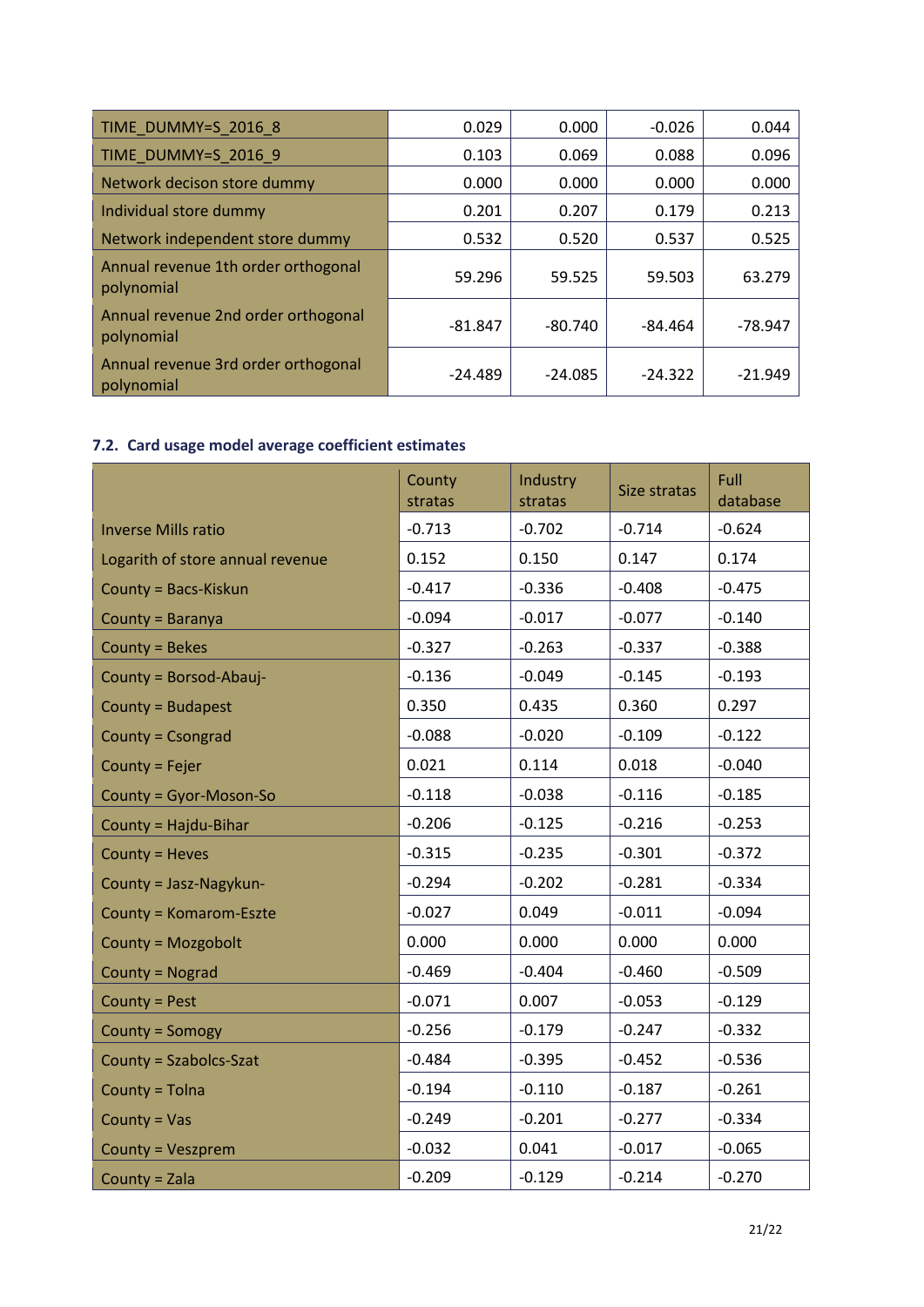| | | | | |
|---|---|---|---|---|
| TIME_DUMMY=S_2016_8 | 0.029 | 0.000 | -0.026 | 0.044 |
| TIME_DUMMY=S_2016_9 | 0.103 | 0.069 | 0.088 | 0.096 |
| Network decison store dummy | 0.000 | 0.000 | 0.000 | 0.000 |
| Individual store dummy | 0.201 | 0.207 | 0.179 | 0.213 |
| Network independent store dummy | 0.532 | 0.520 | 0.537 | 0.525 |
| Annual revenue 1th order orthogonal polynomial | 59.296 | 59.525 | 59.503 | 63.279 |
| Annual revenue 2nd order orthogonal polynomial | -81.847 | -80.740 | -84.464 | -78.947 |
| Annual revenue 3rd order orthogonal polynomial | -24.489 | -24.085 | -24.322 | -21.949 |

### 7.2. Card usage model average coefficient estimates

| | County stratas | Industry stratas | Size stratas | Full database |
|---|---|---|---|---|
| Inverse Mills ratio | -0.713 | -0.702 | -0.714 | -0.624 |
| Logarith of store annual revenue | 0.152 | 0.150 | 0.147 | 0.174 |
| County = Bacs-Kiskun | -0.417 | -0.336 | -0.408 | -0.475 |
| County = Baranya | -0.094 | -0.017 | -0.077 | -0.140 |
| County = Bekes | -0.327 | -0.263 | -0.337 | -0.388 |
| County = Borsod-Abauj- | -0.136 | -0.049 | -0.145 | -0.193 |
| County = Budapest | 0.350 | 0.435 | 0.360 | 0.297 |
| County = Csongrad | -0.088 | -0.020 | -0.109 | -0.122 |
| County = Fejer | 0.021 | 0.114 | 0.018 | -0.040 |
| County = Gyor-Moson-So | -0.118 | -0.038 | -0.116 | -0.185 |
| County = Hajdu-Bihar | -0.206 | -0.125 | -0.216 | -0.253 |
| County = Heves | -0.315 | -0.235 | -0.301 | -0.372 |
| County = Jasz-Nagykun- | -0.294 | -0.202 | -0.281 | -0.334 |
| County = Komarom-Eszte | -0.027 | 0.049 | -0.011 | -0.094 |
| County = Mozgobolt | 0.000 | 0.000 | 0.000 | 0.000 |
| County = Nograd | -0.469 | -0.404 | -0.460 | -0.509 |
| County = Pest | -0.071 | 0.007 | -0.053 | -0.129 |
| County = Somogy | -0.256 | -0.179 | -0.247 | -0.332 |
| County = Szabolcs-Szat | -0.484 | -0.395 | -0.452 | -0.536 |
| County = Tolna | -0.194 | -0.110 | -0.187 | -0.261 |
| County = Vas | -0.249 | -0.201 | -0.277 | -0.334 |
| County = Veszprem | -0.032 | 0.041 | -0.017 | -0.065 |
| County = Zala | -0.209 | -0.129 | -0.214 | -0.270 |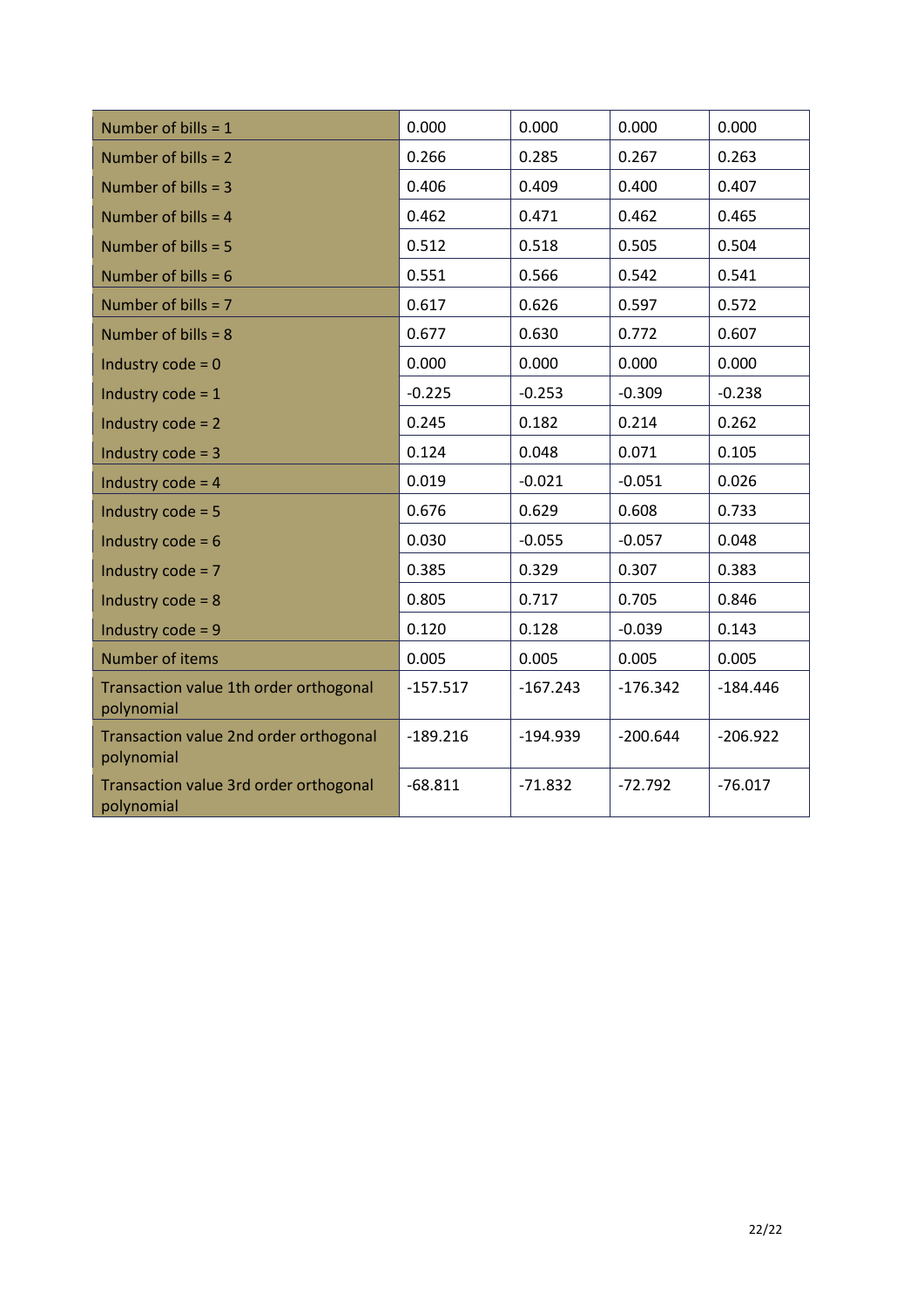| | | | | |
|---|---|---|---|---|
| Number of bills = 1 | 0.000 | 0.000 | 0.000 | 0.000 |
| Number of bills = 2 | 0.266 | 0.285 | 0.267 | 0.263 |
| Number of bills = 3 | 0.406 | 0.409 | 0.400 | 0.407 |
| Number of bills = 4 | 0.462 | 0.471 | 0.462 | 0.465 |
| Number of bills = 5 | 0.512 | 0.518 | 0.505 | 0.504 |
| Number of bills = 6 | 0.551 | 0.566 | 0.542 | 0.541 |
| Number of bills = 7 | 0.617 | 0.626 | 0.597 | 0.572 |
| Number of bills = 8 | 0.677 | 0.630 | 0.772 | 0.607 |
| Industry code = 0 | 0.000 | 0.000 | 0.000 | 0.000 |
| Industry code = 1 | -0.225 | -0.253 | -0.309 | -0.238 |
| Industry code = 2 | 0.245 | 0.182 | 0.214 | 0.262 |
| Industry code = 3 | 0.124 | 0.048 | 0.071 | 0.105 |
| Industry code = 4 | 0.019 | -0.021 | -0.051 | 0.026 |
| Industry code = 5 | 0.676 | 0.629 | 0.608 | 0.733 |
| Industry code = 6 | 0.030 | -0.055 | -0.057 | 0.048 |
| Industry code = 7 | 0.385 | 0.329 | 0.307 | 0.383 |
| Industry code = 8 | 0.805 | 0.717 | 0.705 | 0.846 |
| Industry code = 9 | 0.120 | 0.128 | -0.039 | 0.143 |
| Number of items | 0.005 | 0.005 | 0.005 | 0.005 |
| Transaction value 1th order orthogonal polynomial | -157.517 | -167.243 | -176.342 | -184.446 |
| Transaction value 2nd order orthogonal polynomial | -189.216 | -194.939 | -200.644 | -206.922 |
| Transaction value 3rd order orthogonal polynomial | -68.811 | -71.832 | -72.792 | -76.017 |